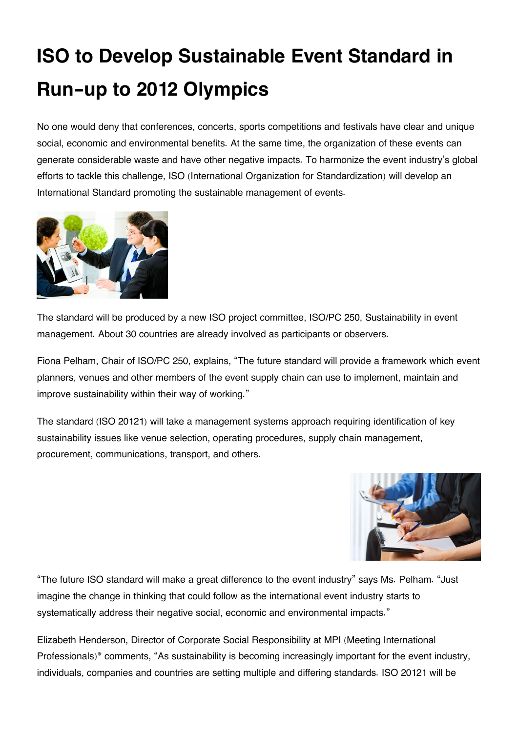# ISO to Develop Sustainable Event Standard in Run-up to 2012 Olympics

No one would deny that conferences, concerts, sports competitions and festivals have clear and unique social, economic and environmental benefits. At the same time, the organization of these events can generate considerable waste and have other negative impacts. To harmonize the event industry's global efforts to tackle this challenge, ISO (International Organization for Standardization) will develop an International Standard promoting the sustainable management of events.

The standard will be produced by a new ISO project committee, ISO/PC 250, Sustainability in event management. About 30 countries are already involved as participants or observers.

Fiona Pelham, Chair of ISO/PC 250, explains, "The future standard will provide a framework which event planners, venues and other members of the event supply chain can use to implement, maintain and improve sustainability within their way of working."

The standard (ISO 20121) will take a management systems approach requiring identification of key sustainability issues like venue selection, operating procedures, supply chain management, procurement, communications, transport, and others.

"The future ISO standard will make a great difference to the event industry" says Ms. Pelham. "Just imagine the change in thinking that could follow as the international event industry starts to systematically address their negative social, economic and environmental impacts."

Elizabeth Henderson, Director of Corporate Social Responsibility at MPI (Meeting International Professionals)* comments, "As sustainability is becoming increasingly important for the event industry, individuals, companies and countries are setting multiple and differing standards. ISO 20121 will be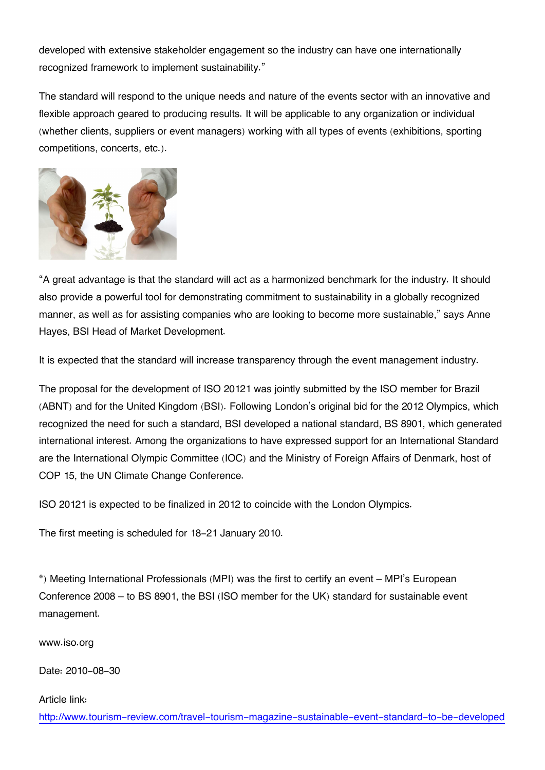developed with extensive stakeholder engagement so the industry can have one internationally recognized framework to implement sustainability."

The standard will respond to the unique needs and nature of the events sector with an innovative and flexible approach geared to producing results. It will be applicable to any organization or individual (whether clients, suppliers or event managers) working with all types of events (exhibitions, sporting competitions, concerts, etc.).

"A great advantage is that the standard will act as a harmonized benchmark for the industry. It should also provide a powerful tool for demonstrating commitment to sustainability in a globally recognized manner, as well as for assisting companies who are looking to become more sustainable," says Anne Hayes, BSI Head of Market Development.

It is expected that the standard will increase transparency through the event management industry.

The proposal for the development of ISO 20121 was jointly submitted by the ISO member for Brazil (ABNT) and for the United Kingdom (BSI). Following London's original bid for the 2012 Olympics, which recognized the need for such a standard, BSI developed a national standard, BS 8901, which generated international interest. Among the organizations to have expressed support for an International Standard are the International Olympic Committee (IOC) and the Ministry of Foreign Affairs of Denmark, host of COP 15, the UN Climate Change Conference.

ISO 20121 is expected to be finalized in 2012 to coincide with the London Olympics.

The first meeting is scheduled for 18-21 January 2010.

*) Meeting International Professionals (MPI) was the first to certify an event – MPI's European Conference 2008 – to BS 8901, the BSI (ISO member for the UK) standard for sustainable event management.

www.iso.org

Date: 2010-08-30

Article link:
http://www.tourism-review.com/travel-tourism-magazine-sustainable-event-standard-to-be-developed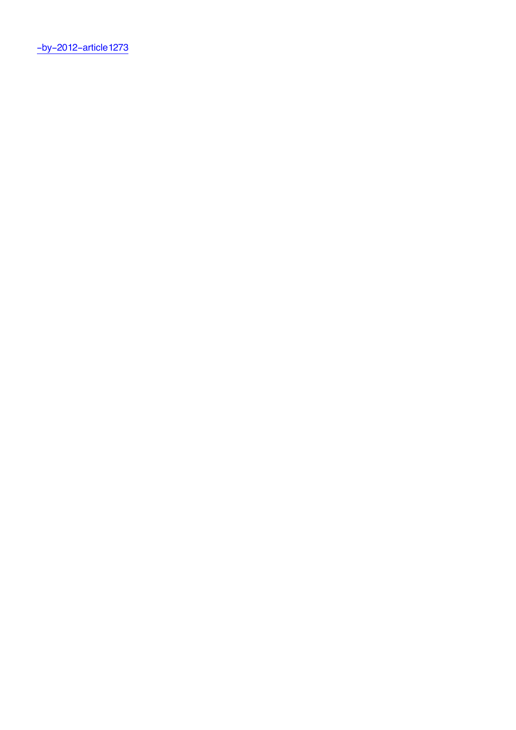-by-2012-article1273